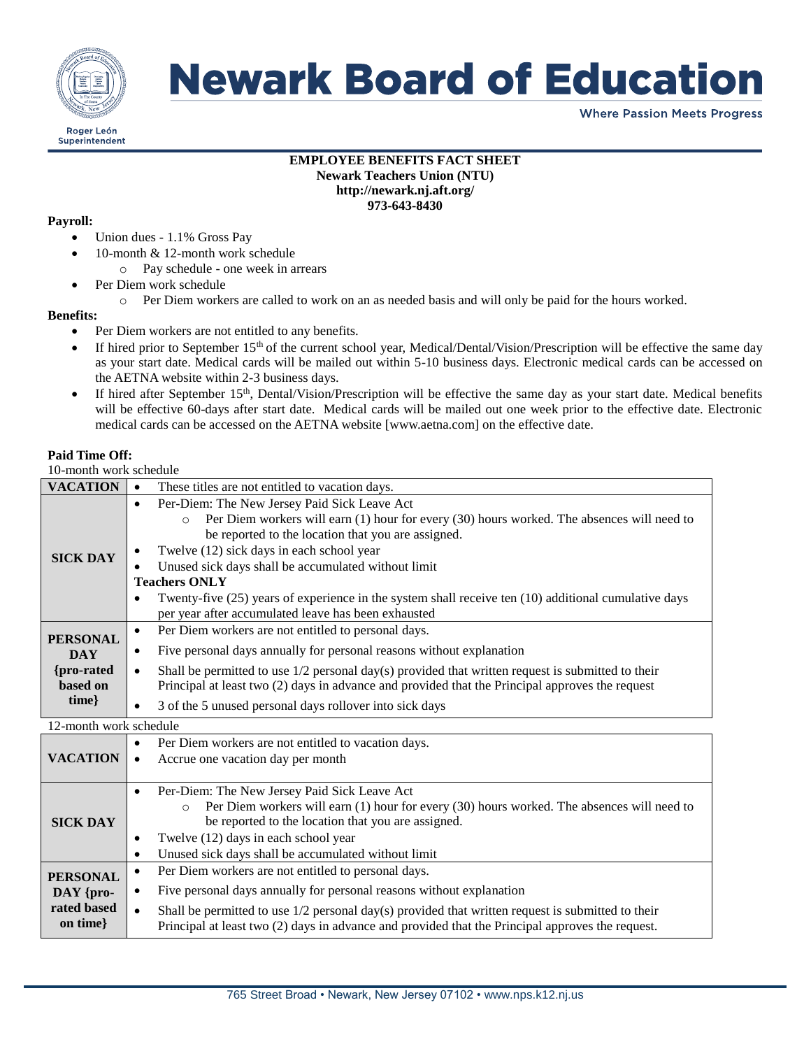# Newark Board of Education

Where Passion Meets Progress

Roger León
Superintendent

**EMPLOYEE BENEFITS FACT SHEET**
**Newark Teachers Union (NTU)**
**http://newark.nj.aft.org/**
**973-643-8430**

**Payroll:**

- Union dues - 1.1% Gross Pay
- 10-month & 12-month work schedule
  - Pay schedule - one week in arrears
- Per Diem work schedule
  - Per Diem workers are called to work on an as needed basis and will only be paid for the hours worked.

**Benefits:**

- Per Diem workers are not entitled to any benefits.
- If hired prior to September 15th of the current school year, Medical/Dental/Vision/Prescription will be effective the same day as your start date. Medical cards will be mailed out within 5-10 business days. Electronic medical cards can be accessed on the AETNA website within 2-3 business days.
- If hired after September 15th, Dental/Vision/Prescription will be effective the same day as your start date. Medical benefits will be effective 60-days after start date. Medical cards will be mailed out one week prior to the effective date. Electronic medical cards can be accessed on the AETNA website [www.aetna.com] on the effective date.

**Paid Time Off:**

10-month work schedule

| | |
|---|---|
| **VACATION** | • These titles are not entitled to vacation days. |
| **SICK DAY** | • Per-Diem: The New Jersey Paid Sick Leave Act<br>  ○ Per Diem workers will earn (1) hour for every (30) hours worked. The absences will need to be reported to the location that you are assigned.<br>• Twelve (12) sick days in each school year<br>• Unused sick days shall be accumulated without limit<br>**Teachers ONLY**<br>• Twenty-five (25) years of experience in the system shall receive ten (10) additional cumulative days per year after accumulated leave has been exhausted |
| **PERSONAL DAY {pro-rated based on time}** | • Per Diem workers are not entitled to personal days.<br>• Five personal days annually for personal reasons without explanation<br>• Shall be permitted to use 1/2 personal day(s) provided that written request is submitted to their Principal at least two (2) days in advance and provided that the Principal approves the request<br>• 3 of the 5 unused personal days rollover into sick days |

12-month work schedule

| | |
|---|---|
| **VACATION** | • Per Diem workers are not entitled to vacation days.<br>• Accrue one vacation day per month |
| **SICK DAY** | • Per-Diem: The New Jersey Paid Sick Leave Act<br>  ○ Per Diem workers will earn (1) hour for every (30) hours worked. The absences will need to be reported to the location that you are assigned.<br>• Twelve (12) days in each school year<br>• Unused sick days shall be accumulated without limit |
| **PERSONAL DAY {pro-rated based on time}** | • Per Diem workers are not entitled to personal days.<br>• Five personal days annually for personal reasons without explanation<br>• Shall be permitted to use 1/2 personal day(s) provided that written request is submitted to their Principal at least two (2) days in advance and provided that the Principal approves the request. |

765 Street Broad • Newark, New Jersey 07102 • www.nps.k12.nj.us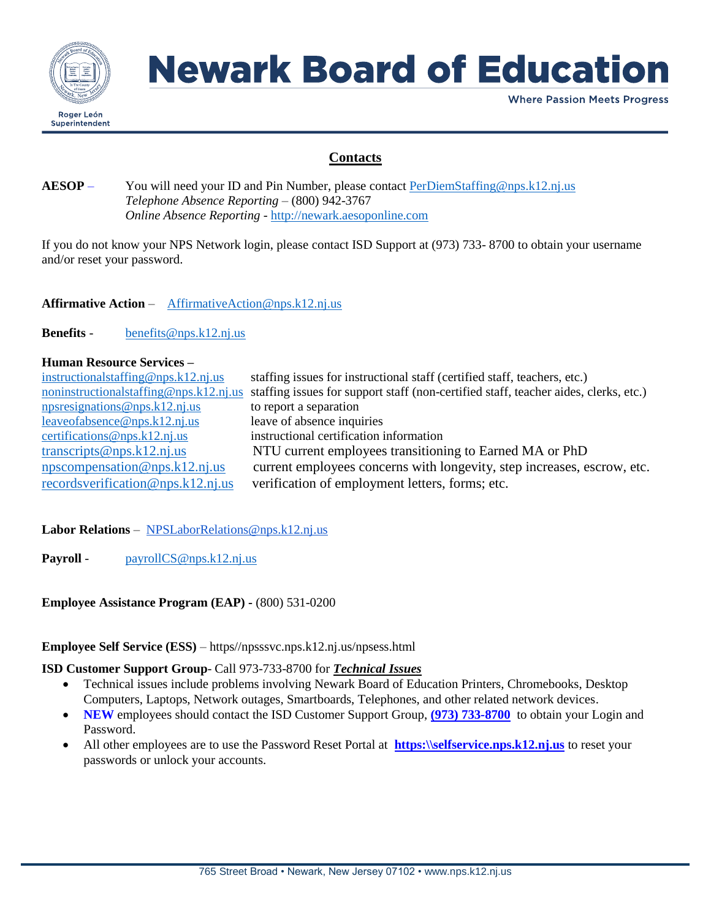# Newark Board of Education

Where Passion Meets Progress

Roger León
Superintendent

## Contacts

**AESOP** – You will need your ID and Pin Number, please contact PerDiemStaffing@nps.k12.nj.us
*Telephone Absence Reporting* – (800) 942-3767
*Online Absence Reporting* - http://newark.aesoponline.com

If you do not know your NPS Network login, please contact ISD Support at (973) 733- 8700 to obtain your username and/or reset your password.

**Affirmative Action** – AffirmativeAction@nps.k12.nj.us

**Benefits** - benefits@nps.k12.nj.us

**Human Resource Services –**

| | |
|---|---|
| instructionalstaffing@nps.k12.nj.us | staffing issues for instructional staff (certified staff, teachers, etc.) |
| noninstructionalstaffing@nps.k12.nj.us | staffing issues for support staff (non-certified staff, teacher aides, clerks, etc.) |
| npsresignations@nps.k12.nj.us | to report a separation |
| leaveofabsence@nps.k12.nj.us | leave of absence inquiries |
| certifications@nps.k12.nj.us | instructional certification information |
| transcripts@nps.k12.nj.us | NTU current employees transitioning to Earned MA or PhD |
| npscompensation@nps.k12.nj.us | current employees concerns with longevity, step increases, escrow, etc. |
| recordsverification@nps.k12.nj.us | verification of employment letters, forms; etc. |

**Labor Relations** – NPSLaborRelations@nps.k12.nj.us

**Payroll** - payrollCS@nps.k12.nj.us

**Employee Assistance Program (EAP) -** (800) 531-0200

**Employee Self Service (ESS)** – https//npsssvc.nps.k12.nj.us/npsess.html

**ISD Customer Support Group**- Call 973-733-8700 for ***Technical Issues***

- Technical issues include problems involving Newark Board of Education Printers, Chromebooks, Desktop Computers, Laptops, Network outages, Smartboards, Telephones, and other related network devices.
- **NEW** employees should contact the ISD Customer Support Group, **(973) 733-8700** to obtain your Login and Password.
- All other employees are to use the Password Reset Portal at **https:\\selfservice.nps.k12.nj.us** to reset your passwords or unlock your accounts.

765 Street Broad • Newark, New Jersey 07102 • www.nps.k12.nj.us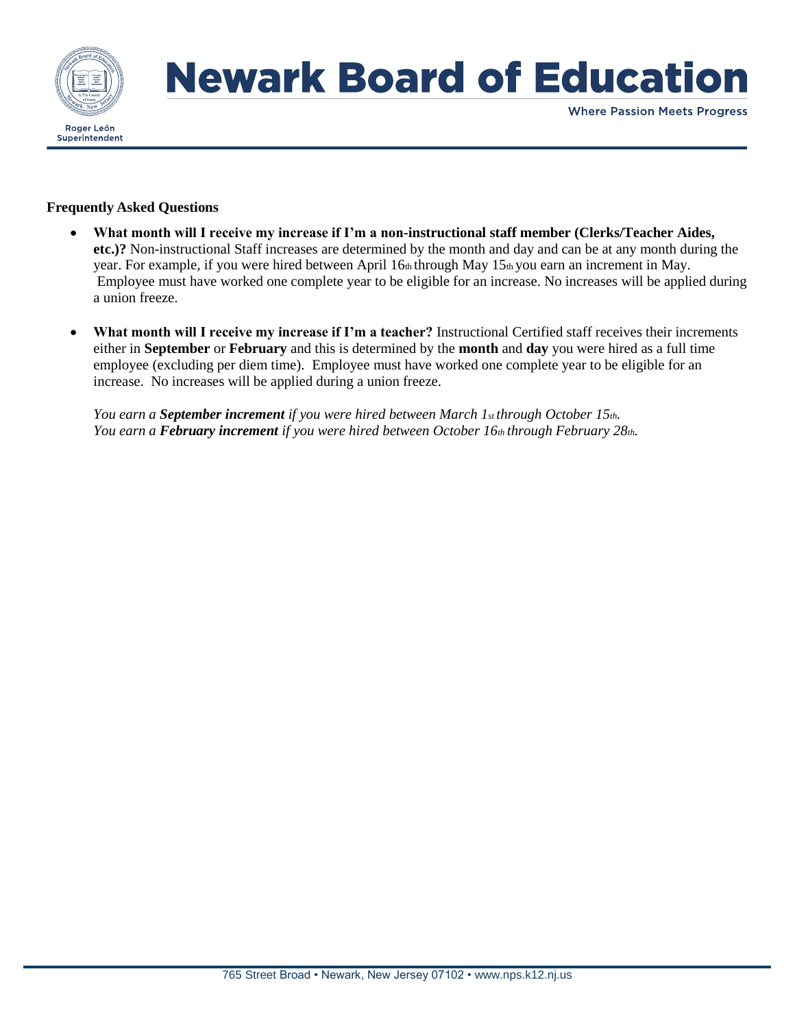# Newark Board of Education

Where Passion Meets Progress

Roger León
Superintendent

**Frequently Asked Questions**

- **What month will I receive my increase if I'm a non-instructional staff member (Clerks/Teacher Aides, etc.)?** Non-instructional Staff increases are determined by the month and day and can be at any month during the year. For example, if you were hired between April 16th through May 15th you earn an increment in May. Employee must have worked one complete year to be eligible for an increase. No increases will be applied during a union freeze.

- **What month will I receive my increase if I'm a teacher?** Instructional Certified staff receives their increments either in **September** or **February** and this is determined by the **month** and **day** you were hired as a full time employee (excluding per diem time). Employee must have worked one complete year to be eligible for an increase. No increases will be applied during a union freeze.

  *You earn a **September increment** if you were hired between March 1st through October 15th.*
  *You earn a **February increment** if you were hired between October 16th through February 28th.*

765 Street Broad • Newark, New Jersey 07102 • www.nps.k12.nj.us